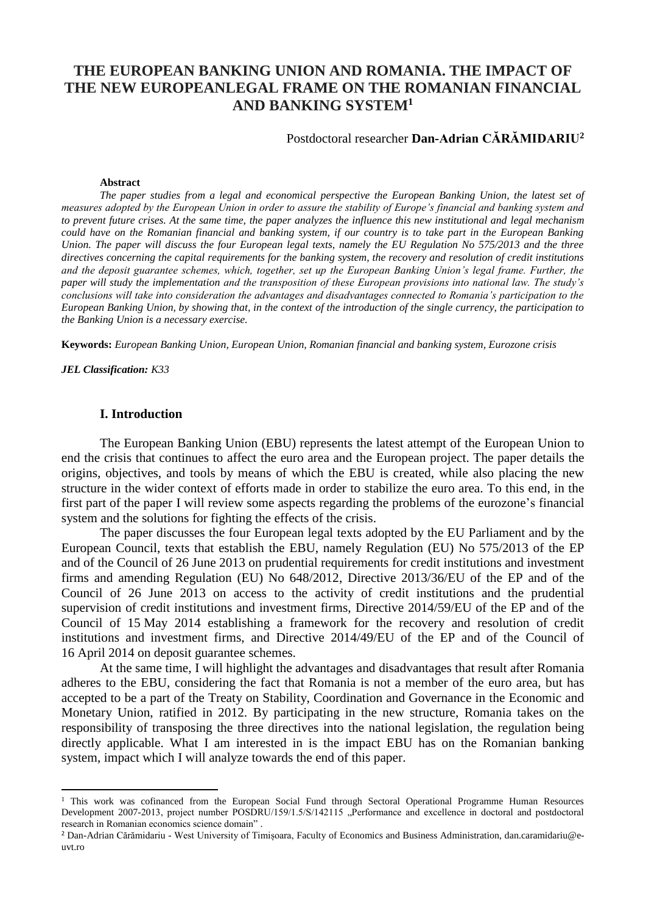# THE EUROPEAN BANKING UNION AND ROMANIA. THE IMPACT OF THE NEW EUROPEANLEGAL FRAME ON THE ROMANIAN FINANCIAL AND BANKING SYSTEM[1]

Postdoctoral researcher **Dan-Adrian CĂRĂMIDARIU**[2]

**Abstract**

*The paper studies from a legal and economical perspective the European Banking Union, the latest set of measures adopted by the European Union in order to assure the stability of Europe's financial and banking system and to prevent future crises. At the same time, the paper analyzes the influence this new institutional and legal mechanism could have on the Romanian financial and banking system, if our country is to take part in the European Banking Union. The paper will discuss the four European legal texts, namely the EU Regulation No 575/2013 and the three directives concerning the capital requirements for the banking system, the recovery and resolution of credit institutions and the deposit guarantee schemes, which, together, set up the European Banking Union's legal frame. Further, the paper will study the implementation and the transposition of these European provisions into national law. The study's conclusions will take into consideration the advantages and disadvantages connected to Romania's participation to the European Banking Union, by showing that, in the context of the introduction of the single currency, the participation to the Banking Union is a necessary exercise.*

**Keywords:** *European Banking Union, European Union, Romanian financial and banking system, Eurozone crisis*

***JEL Classification:*** *K33*

## I. Introduction

The European Banking Union (EBU) represents the latest attempt of the European Union to end the crisis that continues to affect the euro area and the European project. The paper details the origins, objectives, and tools by means of which the EBU is created, while also placing the new structure in the wider context of efforts made in order to stabilize the euro area. To this end, in the first part of the paper I will review some aspects regarding the problems of the eurozone's financial system and the solutions for fighting the effects of the crisis.

The paper discusses the four European legal texts adopted by the EU Parliament and by the European Council, texts that establish the EBU, namely Regulation (EU) No 575/2013 of the EP and of the Council of 26 June 2013 on prudential requirements for credit institutions and investment firms and amending Regulation (EU) No 648/2012, Directive 2013/36/EU of the EP and of the Council of 26 June 2013 on access to the activity of credit institutions and the prudential supervision of credit institutions and investment firms, Directive 2014/59/EU of the EP and of the Council of 15 May 2014 establishing a framework for the recovery and resolution of credit institutions and investment firms, and Directive 2014/49/EU of the EP and of the Council of 16 April 2014 on deposit guarantee schemes.

At the same time, I will highlight the advantages and disadvantages that result after Romania adheres to the EBU, considering the fact that Romania is not a member of the euro area, but has accepted to be a part of the Treaty on Stability, Coordination and Governance in the Economic and Monetary Union, ratified in 2012. By participating in the new structure, Romania takes on the responsibility of transposing the three directives into the national legislation, the regulation being directly applicable. What I am interested in is the impact EBU has on the Romanian banking system, impact which I will analyze towards the end of this paper.

---

[1] This work was cofinanced from the European Social Fund through Sectoral Operational Programme Human Resources Development 2007-2013, project number POSDRU/159/1.5/S/142115 „Performance and excellence in doctoral and postdoctoral research in Romanian economics science domain" .

[2] Dan-Adrian Cărămidariu - West University of Timişoara, Faculty of Economics and Business Administration, dan.caramidariu@e-uvt.ro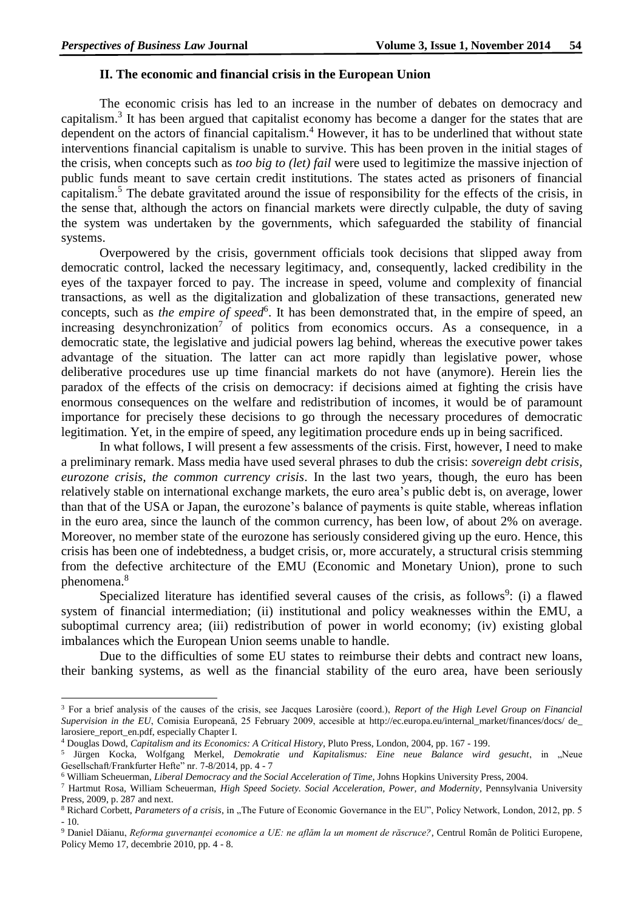## II. The economic and financial crisis in the European Union

The economic crisis has led to an increase in the number of debates on democracy and capitalism.[3] It has been argued that capitalist economy has become a danger for the states that are dependent on the actors of financial capitalism.[4] However, it has to be underlined that without state interventions financial capitalism is unable to survive. This has been proven in the initial stages of the crisis, when concepts such as *too big to (let) fail* were used to legitimize the massive injection of public funds meant to save certain credit institutions. The states acted as prisoners of financial capitalism.[5] The debate gravitated around the issue of responsibility for the effects of the crisis, in the sense that, although the actors on financial markets were directly culpable, the duty of saving the system was undertaken by the governments, which safeguarded the stability of financial systems.

Overpowered by the crisis, government officials took decisions that slipped away from democratic control, lacked the necessary legitimacy, and, consequently, lacked credibility in the eyes of the taxpayer forced to pay. The increase in speed, volume and complexity of financial transactions, as well as the digitalization and globalization of these transactions, generated new concepts, such as *the empire of speed*[6]. It has been demonstrated that, in the empire of speed, an increasing desynchronization[7] of politics from economics occurs. As a consequence, in a democratic state, the legislative and judicial powers lag behind, whereas the executive power takes advantage of the situation. The latter can act more rapidly than legislative power, whose deliberative procedures use up time financial markets do not have (anymore). Herein lies the paradox of the effects of the crisis on democracy: if decisions aimed at fighting the crisis have enormous consequences on the welfare and redistribution of incomes, it would be of paramount importance for precisely these decisions to go through the necessary procedures of democratic legitimation. Yet, in the empire of speed, any legitimation procedure ends up in being sacrificed.

In what follows, I will present a few assessments of the crisis. First, however, I need to make a preliminary remark. Mass media have used several phrases to dub the crisis: *sovereign debt crisis, eurozone crisis, the common currency crisis*. In the last two years, though, the euro has been relatively stable on international exchange markets, the euro area's public debt is, on average, lower than that of the USA or Japan, the eurozone's balance of payments is quite stable, whereas inflation in the euro area, since the launch of the common currency, has been low, of about 2% on average. Moreover, no member state of the eurozone has seriously considered giving up the euro. Hence, this crisis has been one of indebtedness, a budget crisis, or, more accurately, a structural crisis stemming from the defective architecture of the EMU (Economic and Monetary Union), prone to such phenomena.[8]

Specialized literature has identified several causes of the crisis, as follows[9]: (i) a flawed system of financial intermediation; (ii) institutional and policy weaknesses within the EMU, a suboptimal currency area; (iii) redistribution of power in world economy; (iv) existing global imbalances which the European Union seems unable to handle.

Due to the difficulties of some EU states to reimburse their debts and contract new loans, their banking systems, as well as the financial stability of the euro area, have been seriously

---

[3] For a brief analysis of the causes of the crisis, see Jacques Larosière (coord.), *Report of the High Level Group on Financial Supervision in the EU*, Comisia Europeană, 25 February 2009, accesible at http://ec.europa.eu/internal_market/finances/docs/ de_ larosiere_report_en.pdf, especially Chapter I.

[4] Douglas Dowd, *Capitalism and its Economics: A Critical History*, Pluto Press, London, 2004, pp. 167 - 199.

[5] Jürgen Kocka, Wolfgang Merkel, *Demokratie und Kapitalismus: Eine neue Balance wird gesucht*, in „Neue Gesellschaft/Frankfurter Hefte" nr. 7-8/2014, pp. 4 - 7

[6] William Scheuerman, *Liberal Democracy and the Social Acceleration of Time*, Johns Hopkins University Press, 2004.

[7] Hartmut Rosa, William Scheuerman, *High Speed Society. Social Acceleration, Power, and Modernity*, Pennsylvania University Press, 2009, p. 287 and next.

[8] Richard Corbett, *Parameters of a crisis*, in „The Future of Economic Governance in the EU", Policy Network, London, 2012, pp. 5 - 10.

[9] Daniel Dăianu, *Reforma guvernanței economice a UE: ne aflăm la un moment de răscruce?*, Centrul Român de Politici Europene, Policy Memo 17, decembrie 2010, pp. 4 - 8.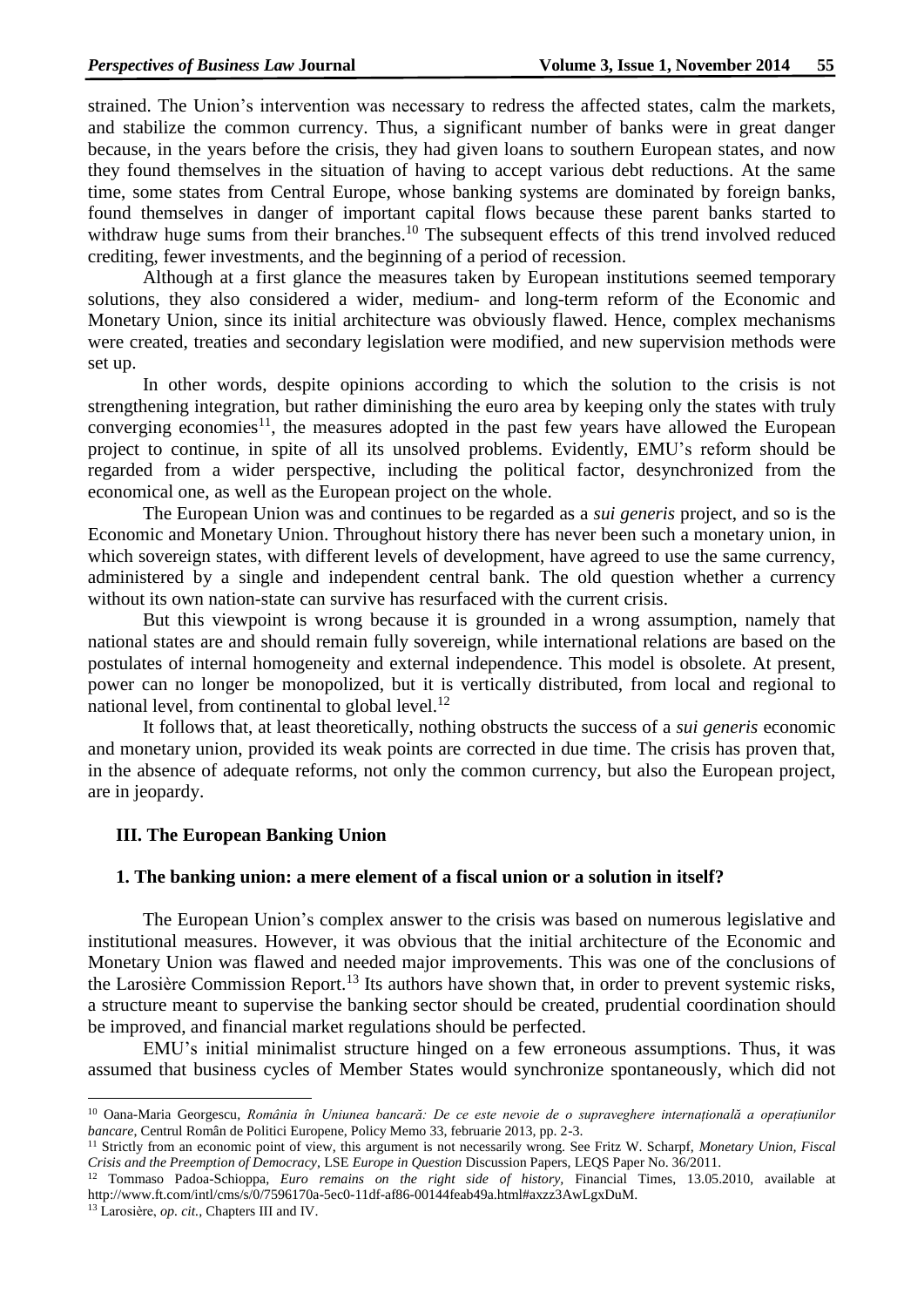strained. The Union's intervention was necessary to redress the affected states, calm the markets, and stabilize the common currency. Thus, a significant number of banks were in great danger because, in the years before the crisis, they had given loans to southern European states, and now they found themselves in the situation of having to accept various debt reductions. At the same time, some states from Central Europe, whose banking systems are dominated by foreign banks, found themselves in danger of important capital flows because these parent banks started to withdraw huge sums from their branches.[10] The subsequent effects of this trend involved reduced crediting, fewer investments, and the beginning of a period of recession.

Although at a first glance the measures taken by European institutions seemed temporary solutions, they also considered a wider, medium- and long-term reform of the Economic and Monetary Union, since its initial architecture was obviously flawed. Hence, complex mechanisms were created, treaties and secondary legislation were modified, and new supervision methods were set up.

In other words, despite opinions according to which the solution to the crisis is not strengthening integration, but rather diminishing the euro area by keeping only the states with truly converging economies[11], the measures adopted in the past few years have allowed the European project to continue, in spite of all its unsolved problems. Evidently, EMU's reform should be regarded from a wider perspective, including the political factor, desynchronized from the economical one, as well as the European project on the whole.

The European Union was and continues to be regarded as a *sui generis* project, and so is the Economic and Monetary Union. Throughout history there has never been such a monetary union, in which sovereign states, with different levels of development, have agreed to use the same currency, administered by a single and independent central bank. The old question whether a currency without its own nation-state can survive has resurfaced with the current crisis.

But this viewpoint is wrong because it is grounded in a wrong assumption, namely that national states are and should remain fully sovereign, while international relations are based on the postulates of internal homogeneity and external independence. This model is obsolete. At present, power can no longer be monopolized, but it is vertically distributed, from local and regional to national level, from continental to global level.[12]

It follows that, at least theoretically, nothing obstructs the success of a *sui generis* economic and monetary union, provided its weak points are corrected in due time. The crisis has proven that, in the absence of adequate reforms, not only the common currency, but also the European project, are in jeopardy.

## III. The European Banking Union

### 1. The banking union: a mere element of a fiscal union or a solution in itself?

The European Union's complex answer to the crisis was based on numerous legislative and institutional measures. However, it was obvious that the initial architecture of the Economic and Monetary Union was flawed and needed major improvements. This was one of the conclusions of the Larosière Commission Report.[13] Its authors have shown that, in order to prevent systemic risks, a structure meant to supervise the banking sector should be created, prudential coordination should be improved, and financial market regulations should be perfected.

EMU's initial minimalist structure hinged on a few erroneous assumptions. Thus, it was assumed that business cycles of Member States would synchronize spontaneously, which did not

---

[10] Oana-Maria Georgescu, *România în Uniunea bancară: De ce este nevoie de o supraveghere internațională a operațiunilor bancare*, Centrul Român de Politici Europene, Policy Memo 33, februarie 2013, pp. 2-3.

[11] Strictly from an economic point of view, this argument is not necessarily wrong. See Fritz W. Scharpf, *Monetary Union, Fiscal Crisis and the Preemption of Democracy*, LSE *Europe in Question* Discussion Papers, LEQS Paper No. 36/2011.

[12] Tommaso Padoa-Schioppa, *Euro remains on the right side of history*, Financial Times, 13.05.2010, available at http://www.ft.com/intl/cms/s/0/7596170a-5ec0-11df-af86-00144feab49a.html#axzz3AwLgxDuM.

[13] Larosière, *op. cit.*, Chapters III and IV.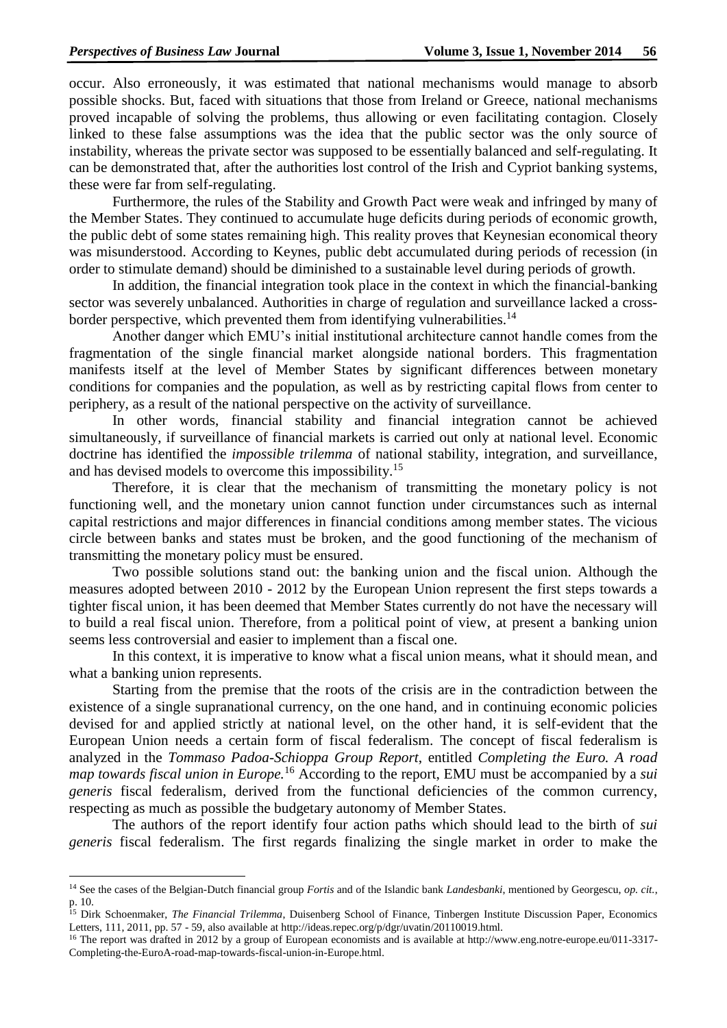occur. Also erroneously, it was estimated that national mechanisms would manage to absorb possible shocks. But, faced with situations that those from Ireland or Greece, national mechanisms proved incapable of solving the problems, thus allowing or even facilitating contagion. Closely linked to these false assumptions was the idea that the public sector was the only source of instability, whereas the private sector was supposed to be essentially balanced and self-regulating. It can be demonstrated that, after the authorities lost control of the Irish and Cypriot banking systems, these were far from self-regulating.

Furthermore, the rules of the Stability and Growth Pact were weak and infringed by many of the Member States. They continued to accumulate huge deficits during periods of economic growth, the public debt of some states remaining high. This reality proves that Keynesian economical theory was misunderstood. According to Keynes, public debt accumulated during periods of recession (in order to stimulate demand) should be diminished to a sustainable level during periods of growth.

In addition, the financial integration took place in the context in which the financial-banking sector was severely unbalanced. Authorities in charge of regulation and surveillance lacked a cross-border perspective, which prevented them from identifying vulnerabilities.[14]

Another danger which EMU's initial institutional architecture cannot handle comes from the fragmentation of the single financial market alongside national borders. This fragmentation manifests itself at the level of Member States by significant differences between monetary conditions for companies and the population, as well as by restricting capital flows from center to periphery, as a result of the national perspective on the activity of surveillance.

In other words, financial stability and financial integration cannot be achieved simultaneously, if surveillance of financial markets is carried out only at national level. Economic doctrine has identified the *impossible trilemma* of national stability, integration, and surveillance, and has devised models to overcome this impossibility.[15]

Therefore, it is clear that the mechanism of transmitting the monetary policy is not functioning well, and the monetary union cannot function under circumstances such as internal capital restrictions and major differences in financial conditions among member states. The vicious circle between banks and states must be broken, and the good functioning of the mechanism of transmitting the monetary policy must be ensured.

Two possible solutions stand out: the banking union and the fiscal union. Although the measures adopted between 2010 - 2012 by the European Union represent the first steps towards a tighter fiscal union, it has been deemed that Member States currently do not have the necessary will to build a real fiscal union. Therefore, from a political point of view, at present a banking union seems less controversial and easier to implement than a fiscal one.

In this context, it is imperative to know what a fiscal union means, what it should mean, and what a banking union represents.

Starting from the premise that the roots of the crisis are in the contradiction between the existence of a single supranational currency, on the one hand, and in continuing economic policies devised for and applied strictly at national level, on the other hand, it is self-evident that the European Union needs a certain form of fiscal federalism. The concept of fiscal federalism is analyzed in the *Tommaso Padoa-Schioppa Group Report*, entitled *Completing the Euro. A road map towards fiscal union in Europe.*[16] According to the report, EMU must be accompanied by a *sui generis* fiscal federalism, derived from the functional deficiencies of the common currency, respecting as much as possible the budgetary autonomy of Member States.

The authors of the report identify four action paths which should lead to the birth of *sui generis* fiscal federalism. The first regards finalizing the single market in order to make the

---

[14] See the cases of the Belgian-Dutch financial group *Fortis* and of the Islandic bank *Landesbanki*, mentioned by Georgescu, *op. cit.*, p. 10.

[15] Dirk Schoenmaker, *The Financial Trilemma*, Duisenberg School of Finance, Tinbergen Institute Discussion Paper, Economics Letters, 111, 2011, pp. 57 - 59, also available at http://ideas.repec.org/p/dgr/uvatin/20110019.html.

[16] The report was drafted in 2012 by a group of European economists and is available at http://www.eng.notre-europe.eu/011-3317-Completing-the-EuroA-road-map-towards-fiscal-union-in-Europe.html.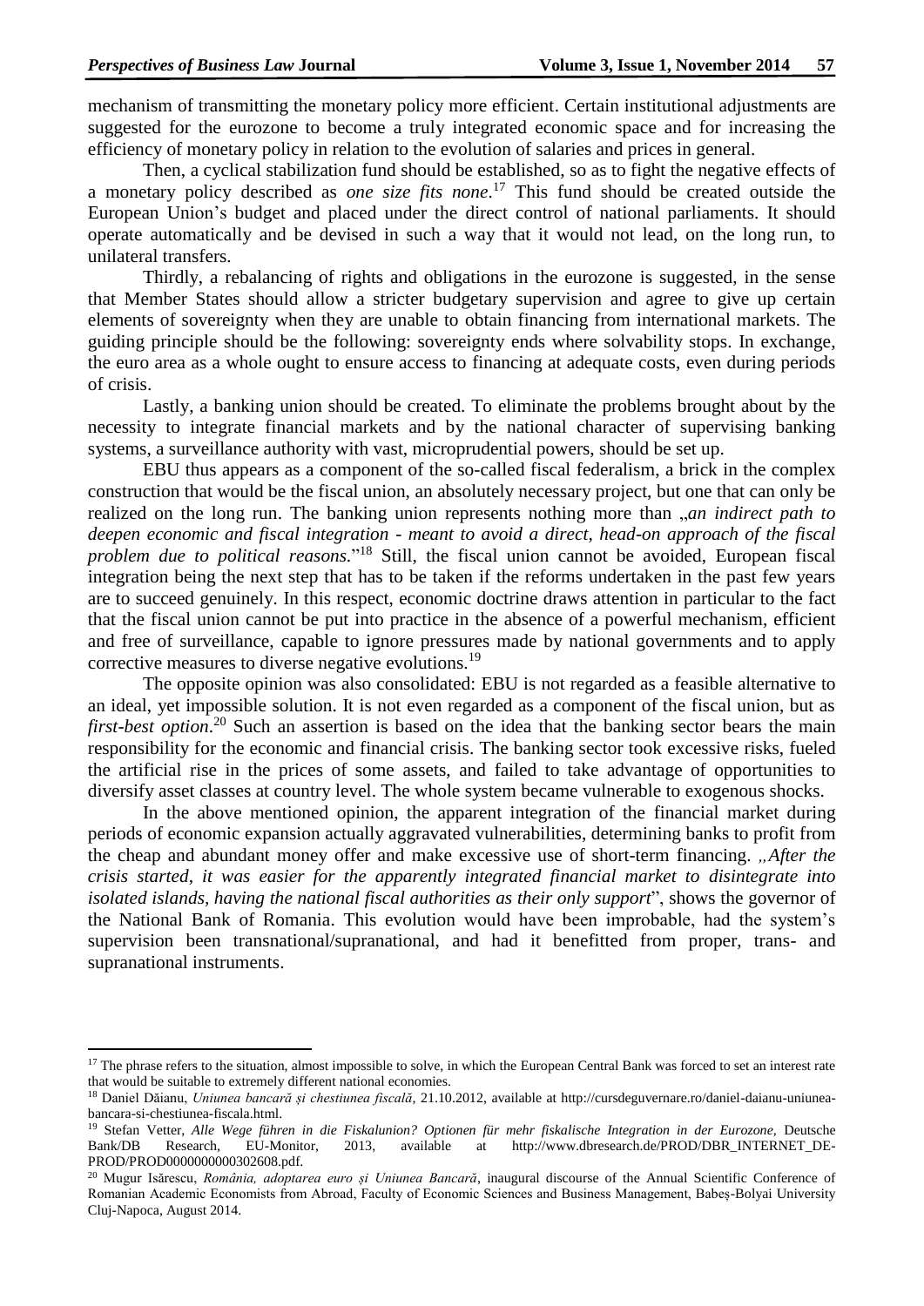mechanism of transmitting the monetary policy more efficient. Certain institutional adjustments are suggested for the eurozone to become a truly integrated economic space and for increasing the efficiency of monetary policy in relation to the evolution of salaries and prices in general.

Then, a cyclical stabilization fund should be established, so as to fight the negative effects of a monetary policy described as *one size fits none*.[17] This fund should be created outside the European Union's budget and placed under the direct control of national parliaments. It should operate automatically and be devised in such a way that it would not lead, on the long run, to unilateral transfers.

Thirdly, a rebalancing of rights and obligations in the eurozone is suggested, in the sense that Member States should allow a stricter budgetary supervision and agree to give up certain elements of sovereignty when they are unable to obtain financing from international markets. The guiding principle should be the following: sovereignty ends where solvability stops. In exchange, the euro area as a whole ought to ensure access to financing at adequate costs, even during periods of crisis.

Lastly, a banking union should be created. To eliminate the problems brought about by the necessity to integrate financial markets and by the national character of supervising banking systems, a surveillance authority with vast, microprudential powers, should be set up.

EBU thus appears as a component of the so-called fiscal federalism, a brick in the complex construction that would be the fiscal union, an absolutely necessary project, but one that can only be realized on the long run. The banking union represents nothing more than „*an indirect path to deepen economic and fiscal integration - meant to avoid a direct, head-on approach of the fiscal problem due to political reasons.*"[18] Still, the fiscal union cannot be avoided, European fiscal integration being the next step that has to be taken if the reforms undertaken in the past few years are to succeed genuinely. In this respect, economic doctrine draws attention in particular to the fact that the fiscal union cannot be put into practice in the absence of a powerful mechanism, efficient and free of surveillance, capable to ignore pressures made by national governments and to apply corrective measures to diverse negative evolutions.[19]

The opposite opinion was also consolidated: EBU is not regarded as a feasible alternative to an ideal, yet impossible solution. It is not even regarded as a component of the fiscal union, but as *first-best option*.[20] Such an assertion is based on the idea that the banking sector bears the main responsibility for the economic and financial crisis. The banking sector took excessive risks, fueled the artificial rise in the prices of some assets, and failed to take advantage of opportunities to diversify asset classes at country level. The whole system became vulnerable to exogenous shocks.

In the above mentioned opinion, the apparent integration of the financial market during periods of economic expansion actually aggravated vulnerabilities, determining banks to profit from the cheap and abundant money offer and make excessive use of short-term financing. *„After the crisis started, it was easier for the apparently integrated financial market to disintegrate into isolated islands, having the national fiscal authorities as their only support*", shows the governor of the National Bank of Romania. This evolution would have been improbable, had the system's supervision been transnational/supranational, and had it benefitted from proper, trans- and supranational instruments.

---

[17] The phrase refers to the situation, almost impossible to solve, in which the European Central Bank was forced to set an interest rate that would be suitable to extremely different national economies.

[18] Daniel Dăianu, *Uniunea bancară și chestiunea fiscală*, 21.10.2012, available at http://cursdeguvernare.ro/daniel-daianu-uniunea-bancara-si-chestiunea-fiscala.html.

[19] Stefan Vetter, *Alle Wege führen in die Fiskalunion? Optionen für mehr fiskalische Integration in der Eurozone*, Deutsche Bank/DB Research, EU-Monitor, 2013, available at http://www.dbresearch.de/PROD/DBR_INTERNET_DE-PROD/PROD0000000000302608.pdf.

[20] Mugur Isărescu, *România, adoptarea euro și Uniunea Bancară*, inaugural discourse of the Annual Scientific Conference of Romanian Academic Economists from Abroad, Faculty of Economic Sciences and Business Management, Babeș-Bolyai University Cluj-Napoca, August 2014.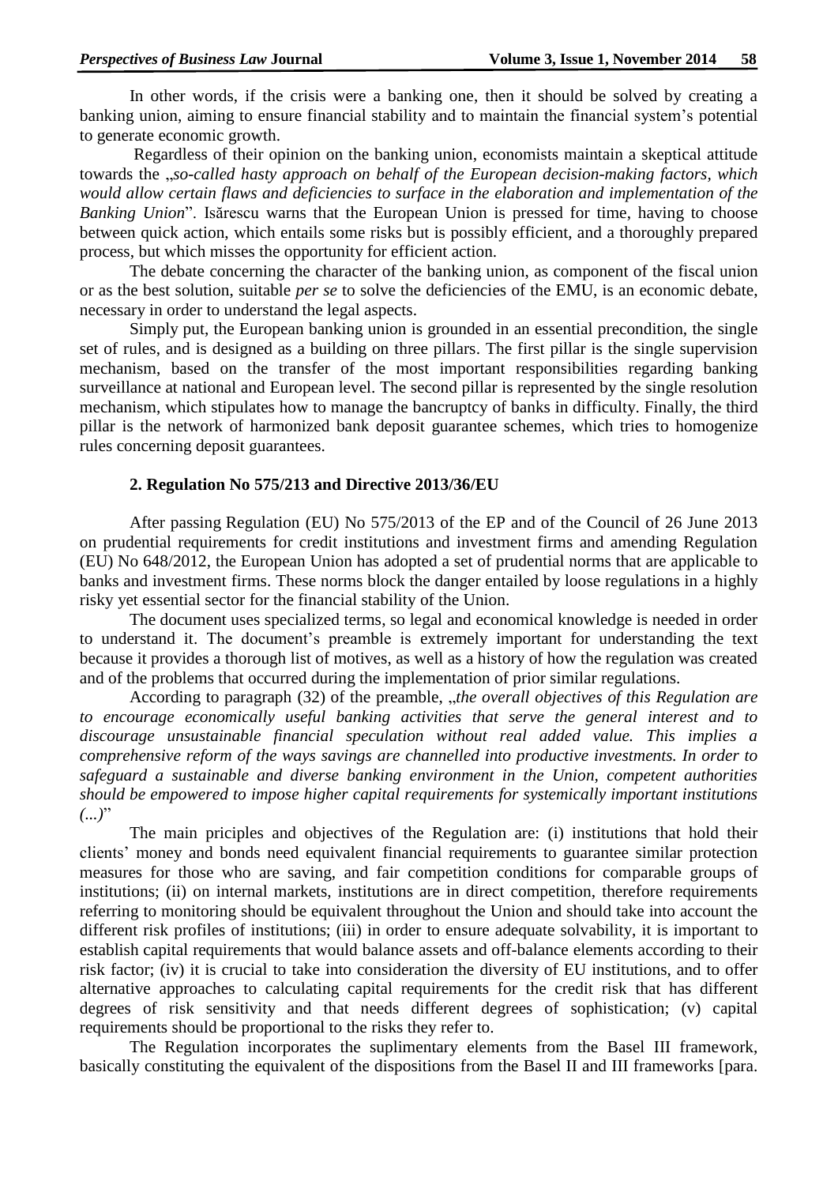In other words, if the crisis were a banking one, then it should be solved by creating a banking union, aiming to ensure financial stability and to maintain the financial system's potential to generate economic growth.

Regardless of their opinion on the banking union, economists maintain a skeptical attitude towards the „*so-called hasty approach on behalf of the European decision-making factors, which would allow certain flaws and deficiencies to surface in the elaboration and implementation of the Banking Union*". Isărescu warns that the European Union is pressed for time, having to choose between quick action, which entails some risks but is possibly efficient, and a thoroughly prepared process, but which misses the opportunity for efficient action.

The debate concerning the character of the banking union, as component of the fiscal union or as the best solution, suitable *per se* to solve the deficiencies of the EMU, is an economic debate, necessary in order to understand the legal aspects.

Simply put, the European banking union is grounded in an essential precondition, the single set of rules, and is designed as a building on three pillars. The first pillar is the single supervision mechanism, based on the transfer of the most important responsibilities regarding banking surveillance at national and European level. The second pillar is represented by the single resolution mechanism, which stipulates how to manage the bancruptcy of banks in difficulty. Finally, the third pillar is the network of harmonized bank deposit guarantee schemes, which tries to homogenize rules concerning deposit guarantees.

## 2. Regulation No 575/213 and Directive 2013/36/EU

After passing Regulation (EU) No 575/2013 of the EP and of the Council of 26 June 2013 on prudential requirements for credit institutions and investment firms and amending Regulation (EU) No 648/2012, the European Union has adopted a set of prudential norms that are applicable to banks and investment firms. These norms block the danger entailed by loose regulations in a highly risky yet essential sector for the financial stability of the Union.

The document uses specialized terms, so legal and economical knowledge is needed in order to understand it. The document's preamble is extremely important for understanding the text because it provides a thorough list of motives, as well as a history of how the regulation was created and of the problems that occurred during the implementation of prior similar regulations.

According to paragraph (32) of the preamble, „*the overall objectives of this Regulation are to encourage economically useful banking activities that serve the general interest and to discourage unsustainable financial speculation without real added value. This implies a comprehensive reform of the ways savings are channelled into productive investments. In order to safeguard a sustainable and diverse banking environment in the Union, competent authorities should be empowered to impose higher capital requirements for systemically important institutions (...)*"

The main priciples and objectives of the Regulation are: (i) institutions that hold their clients' money and bonds need equivalent financial requirements to guarantee similar protection measures for those who are saving, and fair competition conditions for comparable groups of institutions; (ii) on internal markets, institutions are in direct competition, therefore requirements referring to monitoring should be equivalent throughout the Union and should take into account the different risk profiles of institutions; (iii) in order to ensure adequate solvability, it is important to establish capital requirements that would balance assets and off-balance elements according to their risk factor; (iv) it is crucial to take into consideration the diversity of EU institutions, and to offer alternative approaches to calculating capital requirements for the credit risk that has different degrees of risk sensitivity and that needs different degrees of sophistication; (v) capital requirements should be proportional to the risks they refer to.

The Regulation incorporates the suplimentary elements from the Basel III framework, basically constituting the equivalent of the dispositions from the Basel II and III frameworks [para.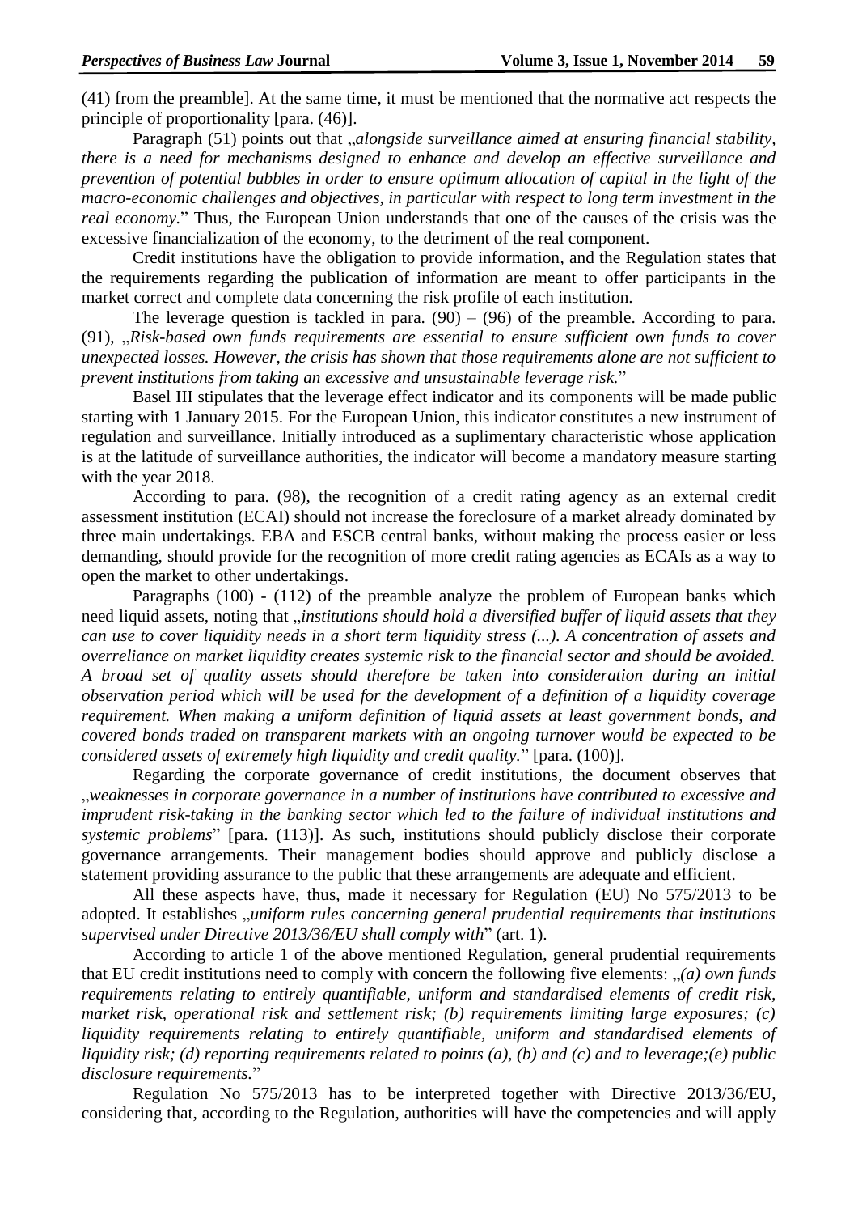(41) from the preamble]. At the same time, it must be mentioned that the normative act respects the principle of proportionality [para. (46)].

Paragraph (51) points out that „*alongside surveillance aimed at ensuring financial stability, there is a need for mechanisms designed to enhance and develop an effective surveillance and prevention of potential bubbles in order to ensure optimum allocation of capital in the light of the macro-economic challenges and objectives, in particular with respect to long term investment in the real economy.*" Thus, the European Union understands that one of the causes of the crisis was the excessive financialization of the economy, to the detriment of the real component.

Credit institutions have the obligation to provide information, and the Regulation states that the requirements regarding the publication of information are meant to offer participants in the market correct and complete data concerning the risk profile of each institution.

The leverage question is tackled in para. (90) – (96) of the preamble. According to para. (91), „*Risk-based own funds requirements are essential to ensure sufficient own funds to cover unexpected losses. However, the crisis has shown that those requirements alone are not sufficient to prevent institutions from taking an excessive and unsustainable leverage risk.*"

Basel III stipulates that the leverage effect indicator and its components will be made public starting with 1 January 2015. For the European Union, this indicator constitutes a new instrument of regulation and surveillance. Initially introduced as a suplimentary characteristic whose application is at the latitude of surveillance authorities, the indicator will become a mandatory measure starting with the year 2018.

According to para. (98), the recognition of a credit rating agency as an external credit assessment institution (ECAI) should not increase the foreclosure of a market already dominated by three main undertakings. EBA and ESCB central banks, without making the process easier or less demanding, should provide for the recognition of more credit rating agencies as ECAIs as a way to open the market to other undertakings.

Paragraphs (100) - (112) of the preamble analyze the problem of European banks which need liquid assets, noting that „*institutions should hold a diversified buffer of liquid assets that they can use to cover liquidity needs in a short term liquidity stress (...). A concentration of assets and overreliance on market liquidity creates systemic risk to the financial sector and should be avoided. A broad set of quality assets should therefore be taken into consideration during an initial observation period which will be used for the development of a definition of a liquidity coverage requirement. When making a uniform definition of liquid assets at least government bonds, and covered bonds traded on transparent markets with an ongoing turnover would be expected to be considered assets of extremely high liquidity and credit quality.*" [para. (100)].

Regarding the corporate governance of credit institutions, the document observes that „*weaknesses in corporate governance in a number of institutions have contributed to excessive and imprudent risk-taking in the banking sector which led to the failure of individual institutions and systemic problems*" [para. (113)]. As such, institutions should publicly disclose their corporate governance arrangements. Their management bodies should approve and publicly disclose a statement providing assurance to the public that these arrangements are adequate and efficient.

All these aspects have, thus, made it necessary for Regulation (EU) No 575/2013 to be adopted. It establishes „*uniform rules concerning general prudential requirements that institutions supervised under Directive 2013/36/EU shall comply with*" (art. 1).

According to article 1 of the above mentioned Regulation, general prudential requirements that EU credit institutions need to comply with concern the following five elements: „*(a) own funds requirements relating to entirely quantifiable, uniform and standardised elements of credit risk, market risk, operational risk and settlement risk; (b) requirements limiting large exposures; (c) liquidity requirements relating to entirely quantifiable, uniform and standardised elements of liquidity risk; (d) reporting requirements related to points (a), (b) and (c) and to leverage;(e) public disclosure requirements.*"

Regulation No 575/2013 has to be interpreted together with Directive 2013/36/EU, considering that, according to the Regulation, authorities will have the competencies and will apply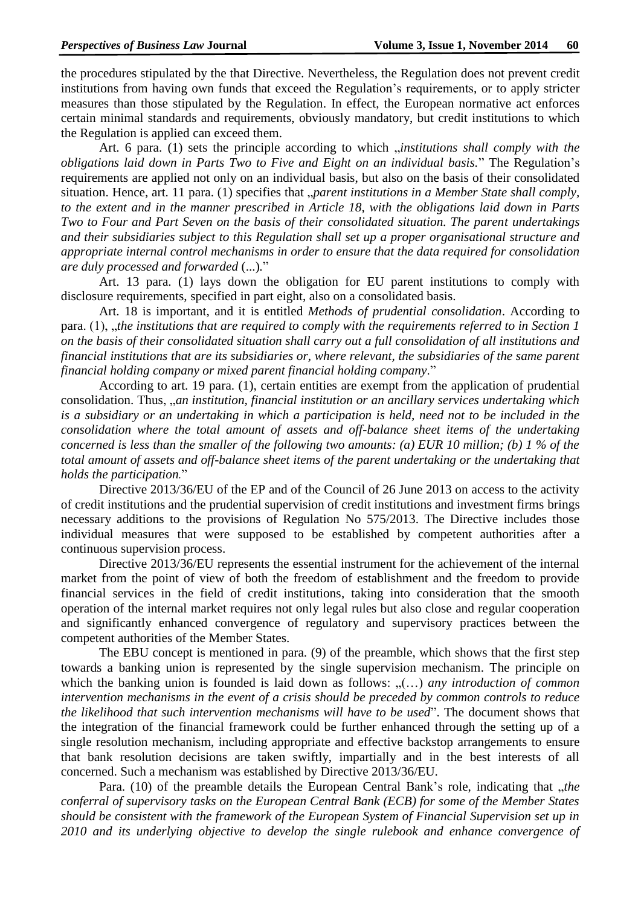the procedures stipulated by the that Directive. Nevertheless, the Regulation does not prevent credit institutions from having own funds that exceed the Regulation's requirements, or to apply stricter measures than those stipulated by the Regulation. In effect, the European normative act enforces certain minimal standards and requirements, obviously mandatory, but credit institutions to which the Regulation is applied can exceed them.

Art. 6 para. (1) sets the principle according to which „*institutions shall comply with the obligations laid down in Parts Two to Five and Eight on an individual basis.*" The Regulation's requirements are applied not only on an individual basis, but also on the basis of their consolidated situation. Hence, art. 11 para. (1) specifies that „*parent institutions in a Member State shall comply, to the extent and in the manner prescribed in Article 18, with the obligations laid down in Parts Two to Four and Part Seven on the basis of their consolidated situation. The parent undertakings and their subsidiaries subject to this Regulation shall set up a proper organisational structure and appropriate internal control mechanisms in order to ensure that the data required for consolidation are duly processed and forwarded* (...)."

Art. 13 para. (1) lays down the obligation for EU parent institutions to comply with disclosure requirements, specified in part eight, also on a consolidated basis.

Art. 18 is important, and it is entitled *Methods of prudential consolidation*. According to para. (1), „*the institutions that are required to comply with the requirements referred to in Section 1 on the basis of their consolidated situation shall carry out a full consolidation of all institutions and financial institutions that are its subsidiaries or, where relevant, the subsidiaries of the same parent financial holding company or mixed parent financial holding company*."

According to art. 19 para. (1), certain entities are exempt from the application of prudential consolidation. Thus, „*an institution, financial institution or an ancillary services undertaking which is a subsidiary or an undertaking in which a participation is held, need not to be included in the consolidation where the total amount of assets and off-balance sheet items of the undertaking concerned is less than the smaller of the following two amounts: (a) EUR 10 million; (b) 1 % of the total amount of assets and off-balance sheet items of the parent undertaking or the undertaking that holds the participation.*"

Directive 2013/36/EU of the EP and of the Council of 26 June 2013 on access to the activity of credit institutions and the prudential supervision of credit institutions and investment firms brings necessary additions to the provisions of Regulation No 575/2013. The Directive includes those individual measures that were supposed to be established by competent authorities after a continuous supervision process.

Directive 2013/36/EU represents the essential instrument for the achievement of the internal market from the point of view of both the freedom of establishment and the freedom to provide financial services in the field of credit institutions, taking into consideration that the smooth operation of the internal market requires not only legal rules but also close and regular cooperation and significantly enhanced convergence of regulatory and supervisory practices between the competent authorities of the Member States.

The EBU concept is mentioned in para. (9) of the preamble, which shows that the first step towards a banking union is represented by the single supervision mechanism. The principle on which the banking union is founded is laid down as follows: „(…) *any introduction of common intervention mechanisms in the event of a crisis should be preceded by common controls to reduce the likelihood that such intervention mechanisms will have to be used*". The document shows that the integration of the financial framework could be further enhanced through the setting up of a single resolution mechanism, including appropriate and effective backstop arrangements to ensure that bank resolution decisions are taken swiftly, impartially and in the best interests of all concerned. Such a mechanism was established by Directive 2013/36/EU.

Para. (10) of the preamble details the European Central Bank's role, indicating that „*the conferral of supervisory tasks on the European Central Bank (ECB) for some of the Member States should be consistent with the framework of the European System of Financial Supervision set up in 2010 and its underlying objective to develop the single rulebook and enhance convergence of*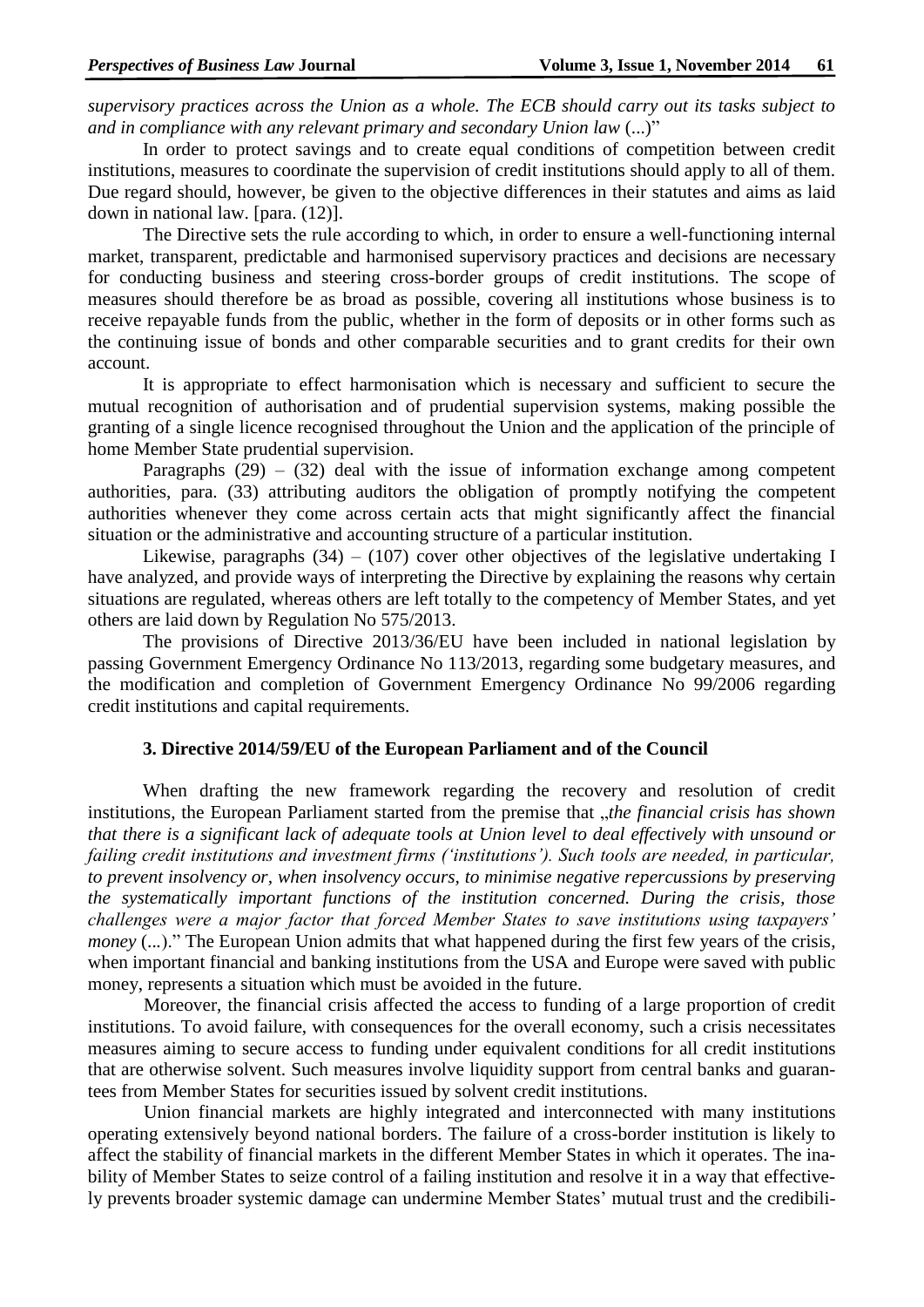*supervisory practices across the Union as a whole. The ECB should carry out its tasks subject to and in compliance with any relevant primary and secondary Union law* (...)"

In order to protect savings and to create equal conditions of competition between credit institutions, measures to coordinate the supervision of credit institutions should apply to all of them. Due regard should, however, be given to the objective differences in their statutes and aims as laid down in national law. [para. (12)].

The Directive sets the rule according to which, in order to ensure a well-functioning internal market, transparent, predictable and harmonised supervisory practices and decisions are necessary for conducting business and steering cross-border groups of credit institutions. The scope of measures should therefore be as broad as possible, covering all institutions whose business is to receive repayable funds from the public, whether in the form of deposits or in other forms such as the continuing issue of bonds and other comparable securities and to grant credits for their own account.

It is appropriate to effect harmonisation which is necessary and sufficient to secure the mutual recognition of authorisation and of prudential supervision systems, making possible the granting of a single licence recognised throughout the Union and the application of the principle of home Member State prudential supervision.

Paragraphs (29) – (32) deal with the issue of information exchange among competent authorities, para. (33) attributing auditors the obligation of promptly notifying the competent authorities whenever they come across certain acts that might significantly affect the financial situation or the administrative and accounting structure of a particular institution.

Likewise, paragraphs (34) – (107) cover other objectives of the legislative undertaking I have analyzed, and provide ways of interpreting the Directive by explaining the reasons why certain situations are regulated, whereas others are left totally to the competency of Member States, and yet others are laid down by Regulation No 575/2013.

The provisions of Directive 2013/36/EU have been included in national legislation by passing Government Emergency Ordinance No 113/2013, regarding some budgetary measures, and the modification and completion of Government Emergency Ordinance No 99/2006 regarding credit institutions and capital requirements.

### 3. Directive 2014/59/EU of the European Parliament and of the Council

When drafting the new framework regarding the recovery and resolution of credit institutions, the European Parliament started from the premise that „*the financial crisis has shown that there is a significant lack of adequate tools at Union level to deal effectively with unsound or failing credit institutions and investment firms ('institutions'). Such tools are needed, in particular, to prevent insolvency or, when insolvency occurs, to minimise negative repercussions by preserving the systematically important functions of the institution concerned. During the crisis, those challenges were a major factor that forced Member States to save institutions using taxpayers' money* (...)." The European Union admits that what happened during the first few years of the crisis, when important financial and banking institutions from the USA and Europe were saved with public money, represents a situation which must be avoided in the future.

Moreover, the financial crisis affected the access to funding of a large proportion of credit institutions. To avoid failure, with consequences for the overall economy, such a crisis necessitates measures aiming to secure access to funding under equivalent conditions for all credit institutions that are otherwise solvent. Such measures involve liquidity support from central banks and guarantees from Member States for securities issued by solvent credit institutions.

Union financial markets are highly integrated and interconnected with many institutions operating extensively beyond national borders. The failure of a cross-border institution is likely to affect the stability of financial markets in the different Member States in which it operates. The inability of Member States to seize control of a failing institution and resolve it in a way that effectively prevents broader systemic damage can undermine Member States' mutual trust and the credibili-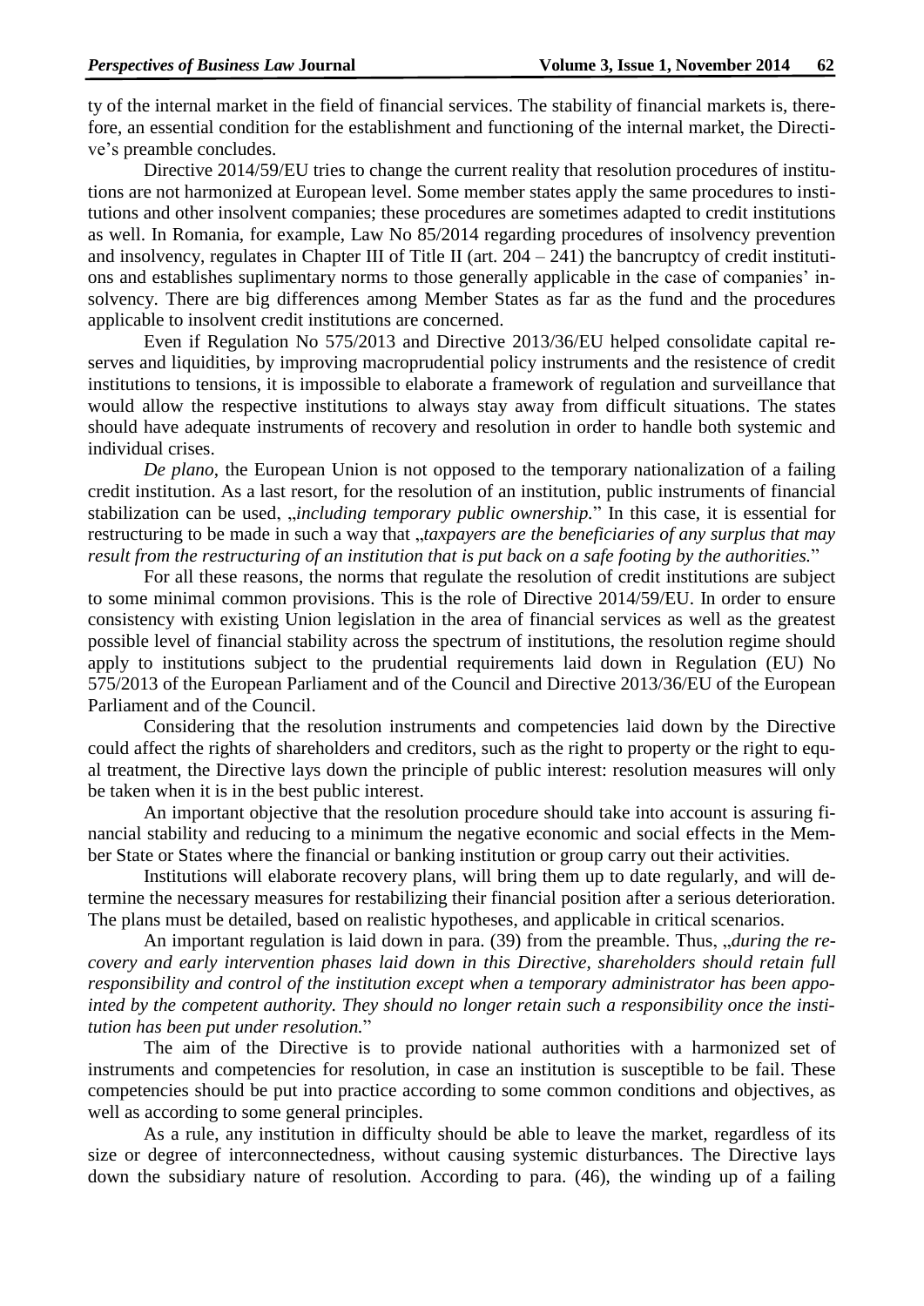ty of the internal market in the field of financial services. The stability of financial markets is, therefore, an essential condition for the establishment and functioning of the internal market, the Directive's preamble concludes.

Directive 2014/59/EU tries to change the current reality that resolution procedures of institutions are not harmonized at European level. Some member states apply the same procedures to institutions and other insolvent companies; these procedures are sometimes adapted to credit institutions as well. In Romania, for example, Law No 85/2014 regarding procedures of insolvency prevention and insolvency, regulates in Chapter III of Title II (art. 204 – 241) the bancruptcy of credit institutions and establishes suplimentary norms to those generally applicable in the case of companies' insolvency. There are big differences among Member States as far as the fund and the procedures applicable to insolvent credit institutions are concerned.

Even if Regulation No 575/2013 and Directive 2013/36/EU helped consolidate capital reserves and liquidities, by improving macroprudential policy instruments and the resistence of credit institutions to tensions, it is impossible to elaborate a framework of regulation and surveillance that would allow the respective institutions to always stay away from difficult situations. The states should have adequate instruments of recovery and resolution in order to handle both systemic and individual crises.

*De plano*, the European Union is not opposed to the temporary nationalization of a failing credit institution. As a last resort, for the resolution of an institution, public instruments of financial stabilization can be used, „*including temporary public ownership.*" In this case, it is essential for restructuring to be made in such a way that „*taxpayers are the beneficiaries of any surplus that may result from the restructuring of an institution that is put back on a safe footing by the authorities.*"

For all these reasons, the norms that regulate the resolution of credit institutions are subject to some minimal common provisions. This is the role of Directive 2014/59/EU. In order to ensure consistency with existing Union legislation in the area of financial services as well as the greatest possible level of financial stability across the spectrum of institutions, the resolution regime should apply to institutions subject to the prudential requirements laid down in Regulation (EU) No 575/2013 of the European Parliament and of the Council and Directive 2013/36/EU of the European Parliament and of the Council.

Considering that the resolution instruments and competencies laid down by the Directive could affect the rights of shareholders and creditors, such as the right to property or the right to equal treatment, the Directive lays down the principle of public interest: resolution measures will only be taken when it is in the best public interest.

An important objective that the resolution procedure should take into account is assuring financial stability and reducing to a minimum the negative economic and social effects in the Member State or States where the financial or banking institution or group carry out their activities.

Institutions will elaborate recovery plans, will bring them up to date regularly, and will determine the necessary measures for restabilizing their financial position after a serious deterioration. The plans must be detailed, based on realistic hypotheses, and applicable in critical scenarios.

An important regulation is laid down in para. (39) from the preamble. Thus, „*during the recovery and early intervention phases laid down in this Directive, shareholders should retain full responsibility and control of the institution except when a temporary administrator has been appointed by the competent authority. They should no longer retain such a responsibility once the institution has been put under resolution.*"

The aim of the Directive is to provide national authorities with a harmonized set of instruments and competencies for resolution, in case an institution is susceptible to be fail. These competencies should be put into practice according to some common conditions and objectives, as well as according to some general principles.

As a rule, any institution in difficulty should be able to leave the market, regardless of its size or degree of interconnectedness, without causing systemic disturbances. The Directive lays down the subsidiary nature of resolution. According to para. (46), the winding up of a failing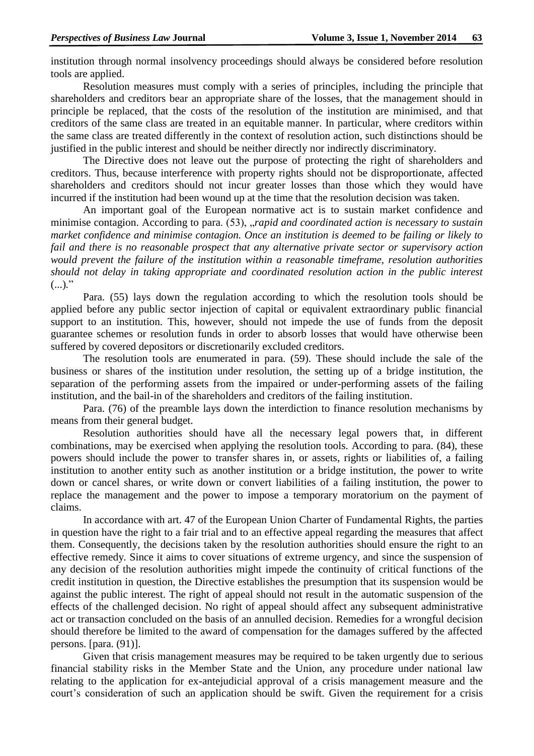institution through normal insolvency proceedings should always be considered before resolution tools are applied.

Resolution measures must comply with a series of principles, including the principle that shareholders and creditors bear an appropriate share of the losses, that the management should in principle be replaced, that the costs of the resolution of the institution are minimised, and that creditors of the same class are treated in an equitable manner. In particular, where creditors within the same class are treated differently in the context of resolution action, such distinctions should be justified in the public interest and should be neither directly nor indirectly discriminatory.

The Directive does not leave out the purpose of protecting the right of shareholders and creditors. Thus, because interference with property rights should not be disproportionate, affected shareholders and creditors should not incur greater losses than those which they would have incurred if the institution had been wound up at the time that the resolution decision was taken.

An important goal of the European normative act is to sustain market confidence and minimise contagion. According to para. (53), „*rapid and coordinated action is necessary to sustain market confidence and minimise contagion. Once an institution is deemed to be failing or likely to fail and there is no reasonable prospect that any alternative private sector or supervisory action would prevent the failure of the institution within a reasonable timeframe, resolution authorities should not delay in taking appropriate and coordinated resolution action in the public interest* (...)."

Para. (55) lays down the regulation according to which the resolution tools should be applied before any public sector injection of capital or equivalent extraordinary public financial support to an institution. This, however, should not impede the use of funds from the deposit guarantee schemes or resolution funds in order to absorb losses that would have otherwise been suffered by covered depositors or discretionarily excluded creditors.

The resolution tools are enumerated in para. (59). These should include the sale of the business or shares of the institution under resolution, the setting up of a bridge institution, the separation of the performing assets from the impaired or under-performing assets of the failing institution, and the bail-in of the shareholders and creditors of the failing institution.

Para. (76) of the preamble lays down the interdiction to finance resolution mechanisms by means from their general budget.

Resolution authorities should have all the necessary legal powers that, in different combinations, may be exercised when applying the resolution tools. According to para. (84), these powers should include the power to transfer shares in, or assets, rights or liabilities of, a failing institution to another entity such as another institution or a bridge institution, the power to write down or cancel shares, or write down or convert liabilities of a failing institution, the power to replace the management and the power to impose a temporary moratorium on the payment of claims.

In accordance with art. 47 of the European Union Charter of Fundamental Rights, the parties in question have the right to a fair trial and to an effective appeal regarding the measures that affect them. Consequently, the decisions taken by the resolution authorities should ensure the right to an effective remedy. Since it aims to cover situations of extreme urgency, and since the suspension of any decision of the resolution authorities might impede the continuity of critical functions of the credit institution in question, the Directive establishes the presumption that its suspension would be against the public interest. The right of appeal should not result in the automatic suspension of the effects of the challenged decision. No right of appeal should affect any subsequent administrative act or transaction concluded on the basis of an annulled decision. Remedies for a wrongful decision should therefore be limited to the award of compensation for the damages suffered by the affected persons. [para. (91)].

Given that crisis management measures may be required to be taken urgently due to serious financial stability risks in the Member State and the Union, any procedure under national law relating to the application for ex-antejudicial approval of a crisis management measure and the court's consideration of such an application should be swift. Given the requirement for a crisis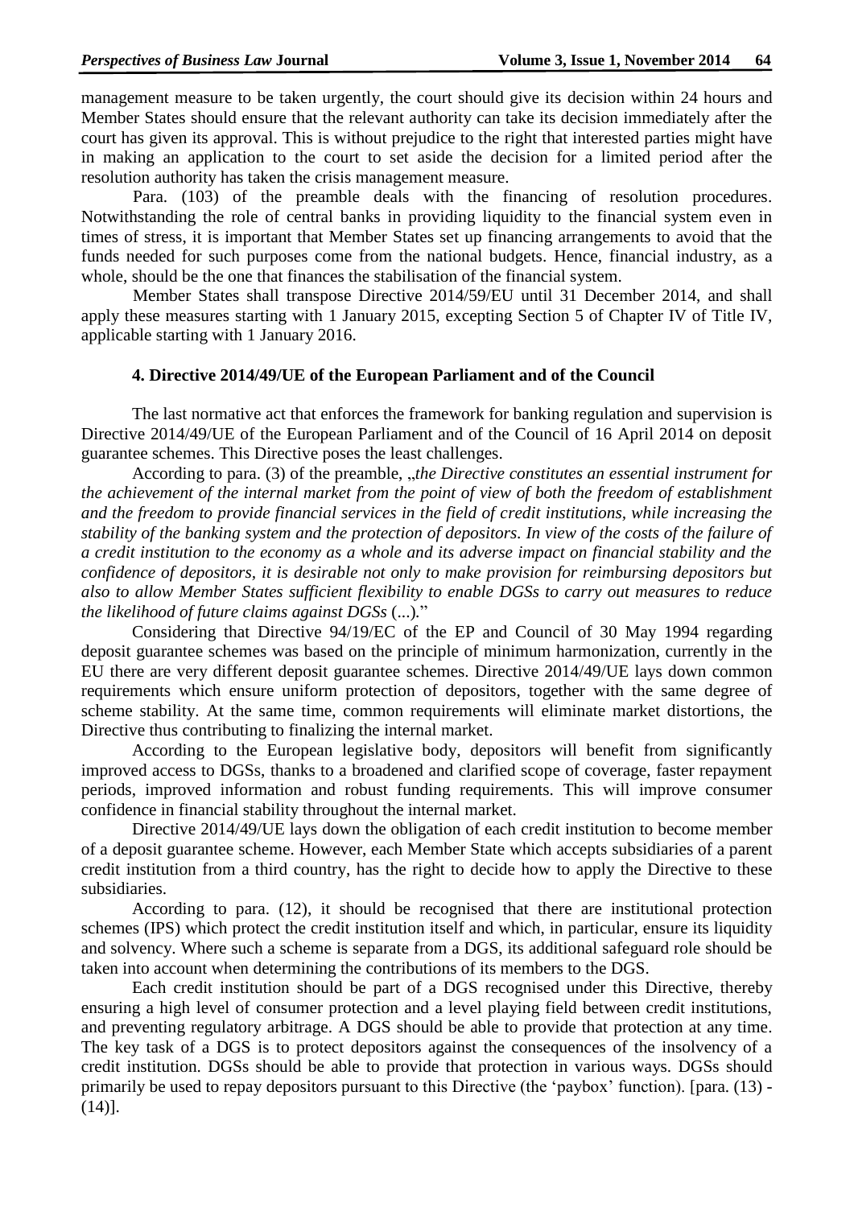management measure to be taken urgently, the court should give its decision within 24 hours and Member States should ensure that the relevant authority can take its decision immediately after the court has given its approval. This is without prejudice to the right that interested parties might have in making an application to the court to set aside the decision for a limited period after the resolution authority has taken the crisis management measure.

Para. (103) of the preamble deals with the financing of resolution procedures. Notwithstanding the role of central banks in providing liquidity to the financial system even in times of stress, it is important that Member States set up financing arrangements to avoid that the funds needed for such purposes come from the national budgets. Hence, financial industry, as a whole, should be the one that finances the stabilisation of the financial system.

Member States shall transpose Directive 2014/59/EU until 31 December 2014, and shall apply these measures starting with 1 January 2015, excepting Section 5 of Chapter IV of Title IV, applicable starting with 1 January 2016.

## 4. Directive 2014/49/UE of the European Parliament and of the Council

The last normative act that enforces the framework for banking regulation and supervision is Directive 2014/49/UE of the European Parliament and of the Council of 16 April 2014 on deposit guarantee schemes. This Directive poses the least challenges.

According to para. (3) of the preamble, „*the Directive constitutes an essential instrument for the achievement of the internal market from the point of view of both the freedom of establishment and the freedom to provide financial services in the field of credit institutions, while increasing the stability of the banking system and the protection of depositors. In view of the costs of the failure of a credit institution to the economy as a whole and its adverse impact on financial stability and the confidence of depositors, it is desirable not only to make provision for reimbursing depositors but also to allow Member States sufficient flexibility to enable DGSs to carry out measures to reduce the likelihood of future claims against DGSs* (...)."

Considering that Directive 94/19/EC of the EP and Council of 30 May 1994 regarding deposit guarantee schemes was based on the principle of minimum harmonization, currently in the EU there are very different deposit guarantee schemes. Directive 2014/49/UE lays down common requirements which ensure uniform protection of depositors, together with the same degree of scheme stability. At the same time, common requirements will eliminate market distortions, the Directive thus contributing to finalizing the internal market.

According to the European legislative body, depositors will benefit from significantly improved access to DGSs, thanks to a broadened and clarified scope of coverage, faster repayment periods, improved information and robust funding requirements. This will improve consumer confidence in financial stability throughout the internal market.

Directive 2014/49/UE lays down the obligation of each credit institution to become member of a deposit guarantee scheme. However, each Member State which accepts subsidiaries of a parent credit institution from a third country, has the right to decide how to apply the Directive to these subsidiaries.

According to para. (12), it should be recognised that there are institutional protection schemes (IPS) which protect the credit institution itself and which, in particular, ensure its liquidity and solvency. Where such a scheme is separate from a DGS, its additional safeguard role should be taken into account when determining the contributions of its members to the DGS.

Each credit institution should be part of a DGS recognised under this Directive, thereby ensuring a high level of consumer protection and a level playing field between credit institutions, and preventing regulatory arbitrage. A DGS should be able to provide that protection at any time. The key task of a DGS is to protect depositors against the consequences of the insolvency of a credit institution. DGSs should be able to provide that protection in various ways. DGSs should primarily be used to repay depositors pursuant to this Directive (the 'paybox' function). [para. (13) - (14)].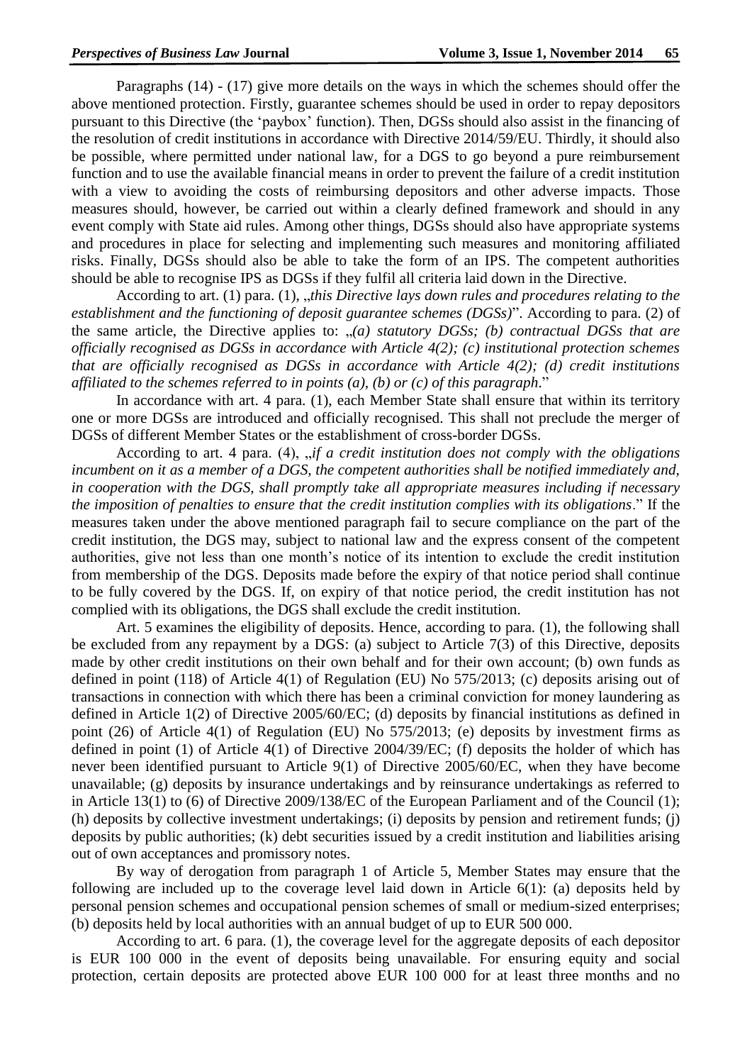Paragraphs (14) - (17) give more details on the ways in which the schemes should offer the above mentioned protection. Firstly, guarantee schemes should be used in order to repay depositors pursuant to this Directive (the 'paybox' function). Then, DGSs should also assist in the financing of the resolution of credit institutions in accordance with Directive 2014/59/EU. Thirdly, it should also be possible, where permitted under national law, for a DGS to go beyond a pure reimbursement function and to use the available financial means in order to prevent the failure of a credit institution with a view to avoiding the costs of reimbursing depositors and other adverse impacts. Those measures should, however, be carried out within a clearly defined framework and should in any event comply with State aid rules. Among other things, DGSs should also have appropriate systems and procedures in place for selecting and implementing such measures and monitoring affiliated risks. Finally, DGSs should also be able to take the form of an IPS. The competent authorities should be able to recognise IPS as DGSs if they fulfil all criteria laid down in the Directive.

According to art. (1) para. (1), „*this Directive lays down rules and procedures relating to the establishment and the functioning of deposit guarantee schemes (DGSs)*". According to para. (2) of the same article, the Directive applies to: „*(a) statutory DGSs; (b) contractual DGSs that are officially recognised as DGSs in accordance with Article 4(2); (c) institutional protection schemes that are officially recognised as DGSs in accordance with Article 4(2); (d) credit institutions affiliated to the schemes referred to in points (a), (b) or (c) of this paragraph*."

In accordance with art. 4 para. (1), each Member State shall ensure that within its territory one or more DGSs are introduced and officially recognised. This shall not preclude the merger of DGSs of different Member States or the establishment of cross-border DGSs.

According to art. 4 para. (4), „*if a credit institution does not comply with the obligations incumbent on it as a member of a DGS, the competent authorities shall be notified immediately and, in cooperation with the DGS, shall promptly take all appropriate measures including if necessary the imposition of penalties to ensure that the credit institution complies with its obligations*." If the measures taken under the above mentioned paragraph fail to secure compliance on the part of the credit institution, the DGS may, subject to national law and the express consent of the competent authorities, give not less than one month's notice of its intention to exclude the credit institution from membership of the DGS. Deposits made before the expiry of that notice period shall continue to be fully covered by the DGS. If, on expiry of that notice period, the credit institution has not complied with its obligations, the DGS shall exclude the credit institution.

Art. 5 examines the eligibility of deposits. Hence, according to para. (1), the following shall be excluded from any repayment by a DGS: (a) subject to Article 7(3) of this Directive, deposits made by other credit institutions on their own behalf and for their own account; (b) own funds as defined in point (118) of Article 4(1) of Regulation (EU) No 575/2013; (c) deposits arising out of transactions in connection with which there has been a criminal conviction for money laundering as defined in Article 1(2) of Directive 2005/60/EC; (d) deposits by financial institutions as defined in point (26) of Article 4(1) of Regulation (EU) No 575/2013; (e) deposits by investment firms as defined in point (1) of Article 4(1) of Directive 2004/39/EC; (f) deposits the holder of which has never been identified pursuant to Article 9(1) of Directive 2005/60/EC, when they have become unavailable; (g) deposits by insurance undertakings and by reinsurance undertakings as referred to in Article 13(1) to (6) of Directive 2009/138/EC of the European Parliament and of the Council (1); (h) deposits by collective investment undertakings; (i) deposits by pension and retirement funds; (j) deposits by public authorities; (k) debt securities issued by a credit institution and liabilities arising out of own acceptances and promissory notes.

By way of derogation from paragraph 1 of Article 5, Member States may ensure that the following are included up to the coverage level laid down in Article 6(1): (a) deposits held by personal pension schemes and occupational pension schemes of small or medium-sized enterprises; (b) deposits held by local authorities with an annual budget of up to EUR 500 000.

According to art. 6 para. (1), the coverage level for the aggregate deposits of each depositor is EUR 100 000 in the event of deposits being unavailable. For ensuring equity and social protection, certain deposits are protected above EUR 100 000 for at least three months and no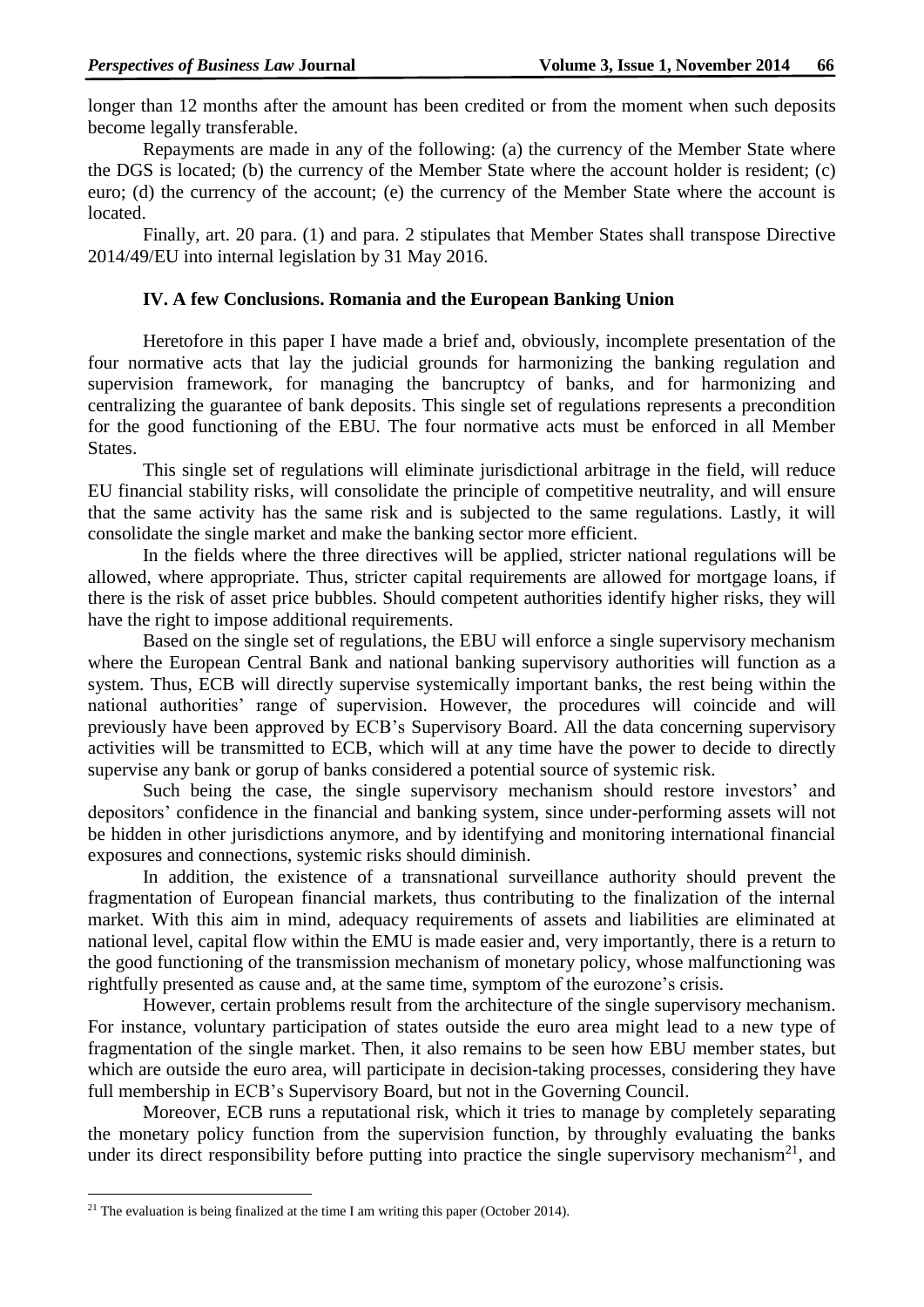longer than 12 months after the amount has been credited or from the moment when such deposits become legally transferable.

Repayments are made in any of the following: (a) the currency of the Member State where the DGS is located; (b) the currency of the Member State where the account holder is resident; (c) euro; (d) the currency of the account; (e) the currency of the Member State where the account is located.

Finally, art. 20 para. (1) and para. 2 stipulates that Member States shall transpose Directive 2014/49/EU into internal legislation by 31 May 2016.

## IV. A few Conclusions. Romania and the European Banking Union

Heretofore in this paper I have made a brief and, obviously, incomplete presentation of the four normative acts that lay the judicial grounds for harmonizing the banking regulation and supervision framework, for managing the bancruptcy of banks, and for harmonizing and centralizing the guarantee of bank deposits. This single set of regulations represents a precondition for the good functioning of the EBU. The four normative acts must be enforced in all Member States.

This single set of regulations will eliminate jurisdictional arbitrage in the field, will reduce EU financial stability risks, will consolidate the principle of competitive neutrality, and will ensure that the same activity has the same risk and is subjected to the same regulations. Lastly, it will consolidate the single market and make the banking sector more efficient.

In the fields where the three directives will be applied, stricter national regulations will be allowed, where appropriate. Thus, stricter capital requirements are allowed for mortgage loans, if there is the risk of asset price bubbles. Should competent authorities identify higher risks, they will have the right to impose additional requirements.

Based on the single set of regulations, the EBU will enforce a single supervisory mechanism where the European Central Bank and national banking supervisory authorities will function as a system. Thus, ECB will directly supervise systemically important banks, the rest being within the national authorities' range of supervision. However, the procedures will coincide and will previously have been approved by ECB's Supervisory Board. All the data concerning supervisory activities will be transmitted to ECB, which will at any time have the power to decide to directly supervise any bank or gorup of banks considered a potential source of systemic risk.

Such being the case, the single supervisory mechanism should restore investors' and depositors' confidence in the financial and banking system, since under-performing assets will not be hidden in other jurisdictions anymore, and by identifying and monitoring international financial exposures and connections, systemic risks should diminish.

In addition, the existence of a transnational surveillance authority should prevent the fragmentation of European financial markets, thus contributing to the finalization of the internal market. With this aim in mind, adequacy requirements of assets and liabilities are eliminated at national level, capital flow within the EMU is made easier and, very importantly, there is a return to the good functioning of the transmission mechanism of monetary policy, whose malfunctioning was rightfully presented as cause and, at the same time, symptom of the eurozone's crisis.

However, certain problems result from the architecture of the single supervisory mechanism. For instance, voluntary participation of states outside the euro area might lead to a new type of fragmentation of the single market. Then, it also remains to be seen how EBU member states, but which are outside the euro area, will participate in decision-taking processes, considering they have full membership in ECB's Supervisory Board, but not in the Governing Council.

Moreover, ECB runs a reputational risk, which it tries to manage by completely separating the monetary policy function from the supervision function, by throughly evaluating the banks under its direct responsibility before putting into practice the single supervisory mechanism[21], and

[21] The evaluation is being finalized at the time I am writing this paper (October 2014).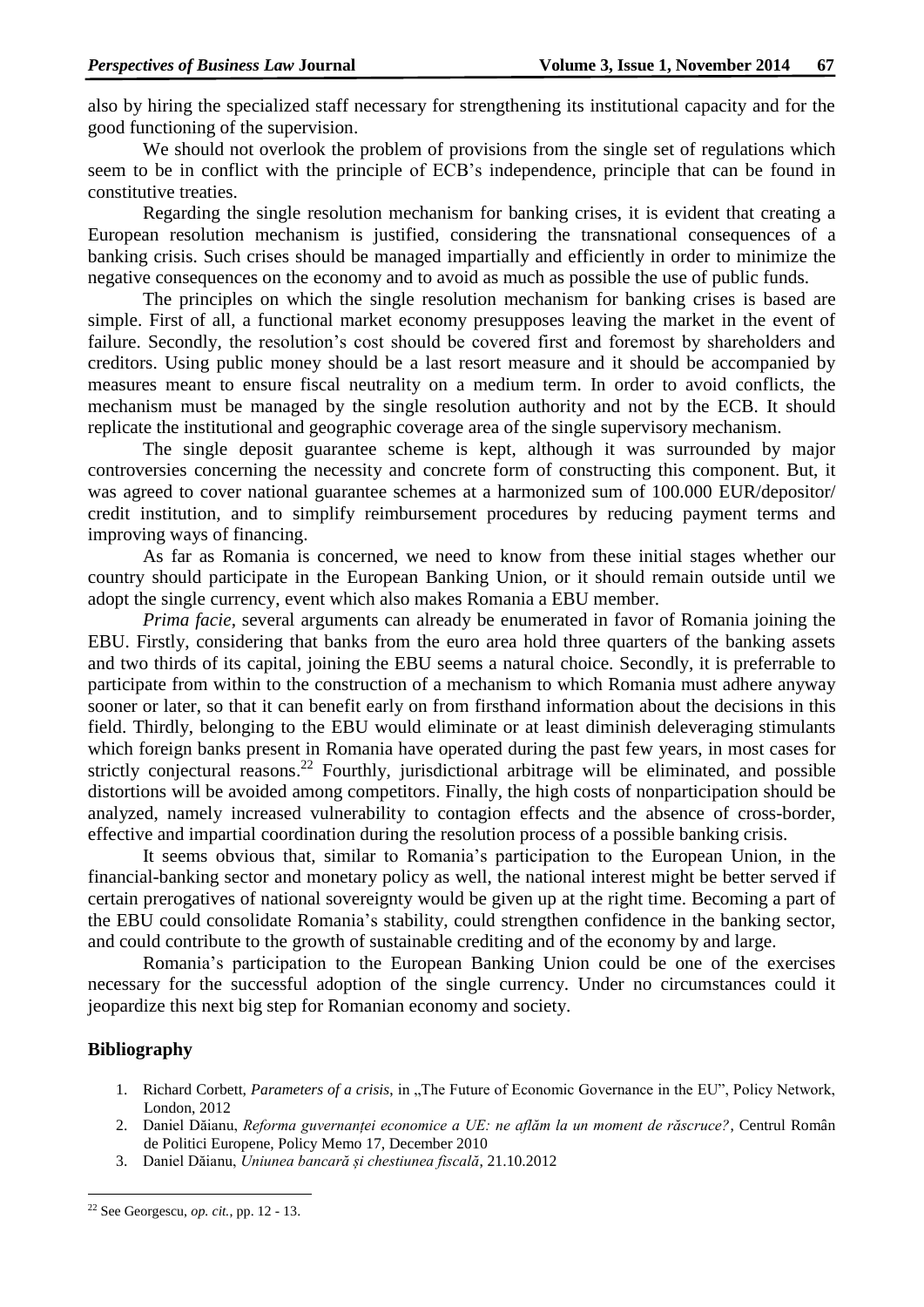also by hiring the specialized staff necessary for strengthening its institutional capacity and for the good functioning of the supervision.

We should not overlook the problem of provisions from the single set of regulations which seem to be in conflict with the principle of ECB's independence, principle that can be found in constitutive treaties.

Regarding the single resolution mechanism for banking crises, it is evident that creating a European resolution mechanism is justified, considering the transnational consequences of a banking crisis. Such crises should be managed impartially and efficiently in order to minimize the negative consequences on the economy and to avoid as much as possible the use of public funds.

The principles on which the single resolution mechanism for banking crises is based are simple. First of all, a functional market economy presupposes leaving the market in the event of failure. Secondly, the resolution's cost should be covered first and foremost by shareholders and creditors. Using public money should be a last resort measure and it should be accompanied by measures meant to ensure fiscal neutrality on a medium term. In order to avoid conflicts, the mechanism must be managed by the single resolution authority and not by the ECB. It should replicate the institutional and geographic coverage area of the single supervisory mechanism.

The single deposit guarantee scheme is kept, although it was surrounded by major controversies concerning the necessity and concrete form of constructing this component. But, it was agreed to cover national guarantee schemes at a harmonized sum of 100.000 EUR/depositor/ credit institution, and to simplify reimbursement procedures by reducing payment terms and improving ways of financing.

As far as Romania is concerned, we need to know from these initial stages whether our country should participate in the European Banking Union, or it should remain outside until we adopt the single currency, event which also makes Romania a EBU member.

*Prima facie*, several arguments can already be enumerated in favor of Romania joining the EBU. Firstly, considering that banks from the euro area hold three quarters of the banking assets and two thirds of its capital, joining the EBU seems a natural choice. Secondly, it is preferrable to participate from within to the construction of a mechanism to which Romania must adhere anyway sooner or later, so that it can benefit early on from firsthand information about the decisions in this field. Thirdly, belonging to the EBU would eliminate or at least diminish deleveraging stimulants which foreign banks present in Romania have operated during the past few years, in most cases for strictly conjectural reasons.[22] Fourthly, jurisdictional arbitrage will be eliminated, and possible distortions will be avoided among competitors. Finally, the high costs of nonparticipation should be analyzed, namely increased vulnerability to contagion effects and the absence of cross-border, effective and impartial coordination during the resolution process of a possible banking crisis.

It seems obvious that, similar to Romania's participation to the European Union, in the financial-banking sector and monetary policy as well, the national interest might be better served if certain prerogatives of national sovereignty would be given up at the right time. Becoming a part of the EBU could consolidate Romania's stability, could strengthen confidence in the banking sector, and could contribute to the growth of sustainable crediting and of the economy by and large.

Romania's participation to the European Banking Union could be one of the exercises necessary for the successful adoption of the single currency. Under no circumstances could it jeopardize this next big step for Romanian economy and society.

## Bibliography

1. Richard Corbett, *Parameters of a crisis*, in „The Future of Economic Governance in the EU", Policy Network, London, 2012
2. Daniel Dăianu, *Reforma guvernanței economice a UE: ne aflăm la un moment de răscruce?*, Centrul Român de Politici Europene, Policy Memo 17, December 2010
3. Daniel Dăianu, *Uniunea bancară și chestiunea fiscală*, 21.10.2012

[22] See Georgescu, *op. cit.*, pp. 12 - 13.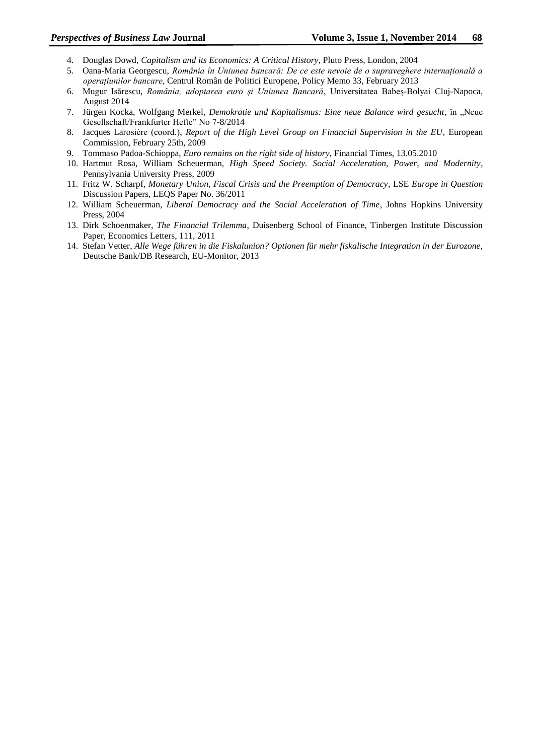4. Douglas Dowd, *Capitalism and its Economics: A Critical History*, Pluto Press, London, 2004
5. Oana-Maria Georgescu, *România în Uniunea bancară: De ce este nevoie de o supraveghere internațională a operațiunilor bancare*, Centrul Român de Politici Europene, Policy Memo 33, February 2013
6. Mugur Isărescu, *România, adoptarea euro și Uniunea Bancară*, Universitatea Babeș-Bolyai Cluj-Napoca, August 2014
7. Jürgen Kocka, Wolfgang Merkel, *Demokratie und Kapitalismus: Eine neue Balance wird gesucht*, în „Neue Gesellschaft/Frankfurter Hefte" No 7-8/2014
8. Jacques Larosière (coord.), *Report of the High Level Group on Financial Supervision in the EU*, European Commission, February 25th, 2009
9. Tommaso Padoa-Schioppa, *Euro remains on the right side of history*, Financial Times, 13.05.2010
10. Hartmut Rosa, William Scheuerman, *High Speed Society. Social Acceleration, Power, and Modernity*, Pennsylvania University Press, 2009
11. Fritz W. Scharpf, *Monetary Union, Fiscal Crisis and the Preemption of Democracy*, LSE *Europe in Question* Discussion Papers, LEQS Paper No. 36/2011
12. William Scheuerman, *Liberal Democracy and the Social Acceleration of Time*, Johns Hopkins University Press, 2004
13. Dirk Schoenmaker, *The Financial Trilemma*, Duisenberg School of Finance, Tinbergen Institute Discussion Paper, Economics Letters, 111, 2011
14. Stefan Vetter, *Alle Wege führen in die Fiskalunion? Optionen für mehr fiskalische Integration in der Eurozone*, Deutsche Bank/DB Research, EU-Monitor, 2013